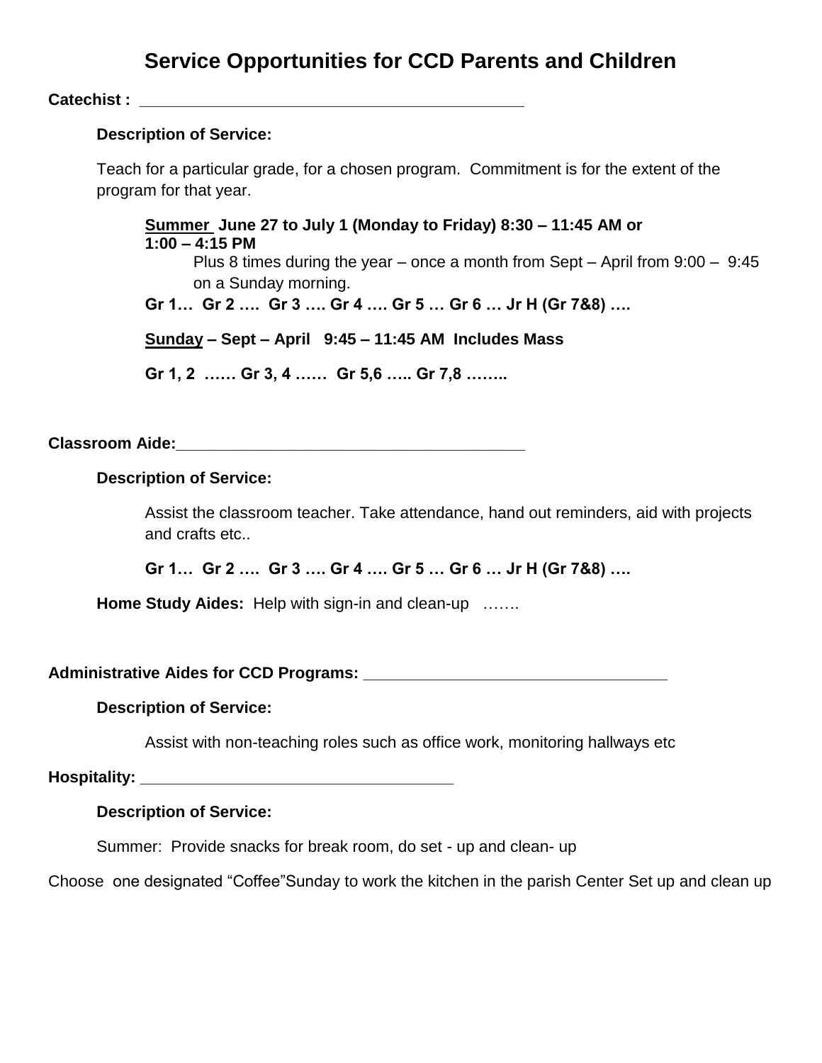# Service Opportunities for CCD Parents and Children

**Catechist : ___________________________________________**

**Description of Service:**

Teach for a particular grade, for a chosen program. Commitment is for the extent of the program for that year.

**Summer June 27 to July 1 (Monday to Friday) 8:30 – 11:45 AM or 1:00 – 4:15 PM**

Plus 8 times during the year – once a month from Sept – April from 9:00 – 9:45 on a Sunday morning.

**Gr 1… Gr 2 …. Gr 3 …. Gr 4 …. Gr 5 … Gr 6 … Jr H (Gr 7&8) ….**

**Sunday – Sept – April 9:45 – 11:45 AM Includes Mass**

**Gr 1, 2 …… Gr 3, 4 …… Gr 5,6 ….. Gr 7,8 ……..**

**Classroom Aide:_______________________________________**

**Description of Service:**

Assist the classroom teacher. Take attendance, hand out reminders, aid with projects and crafts etc..

**Gr 1… Gr 2 …. Gr 3 …. Gr 4 …. Gr 5 … Gr 6 … Jr H (Gr 7&8) ….**

**Home Study Aides:** Help with sign-in and clean-up …….

**Administrative Aides for CCD Programs: ___________________________________**

**Description of Service:**

Assist with non-teaching roles such as office work, monitoring hallways etc

**Hospitality: ___________________________________**

**Description of Service:**

Summer: Provide snacks for break room, do set - up and clean- up

Choose one designated "Coffee"Sunday to work the kitchen in the parish Center Set up and clean up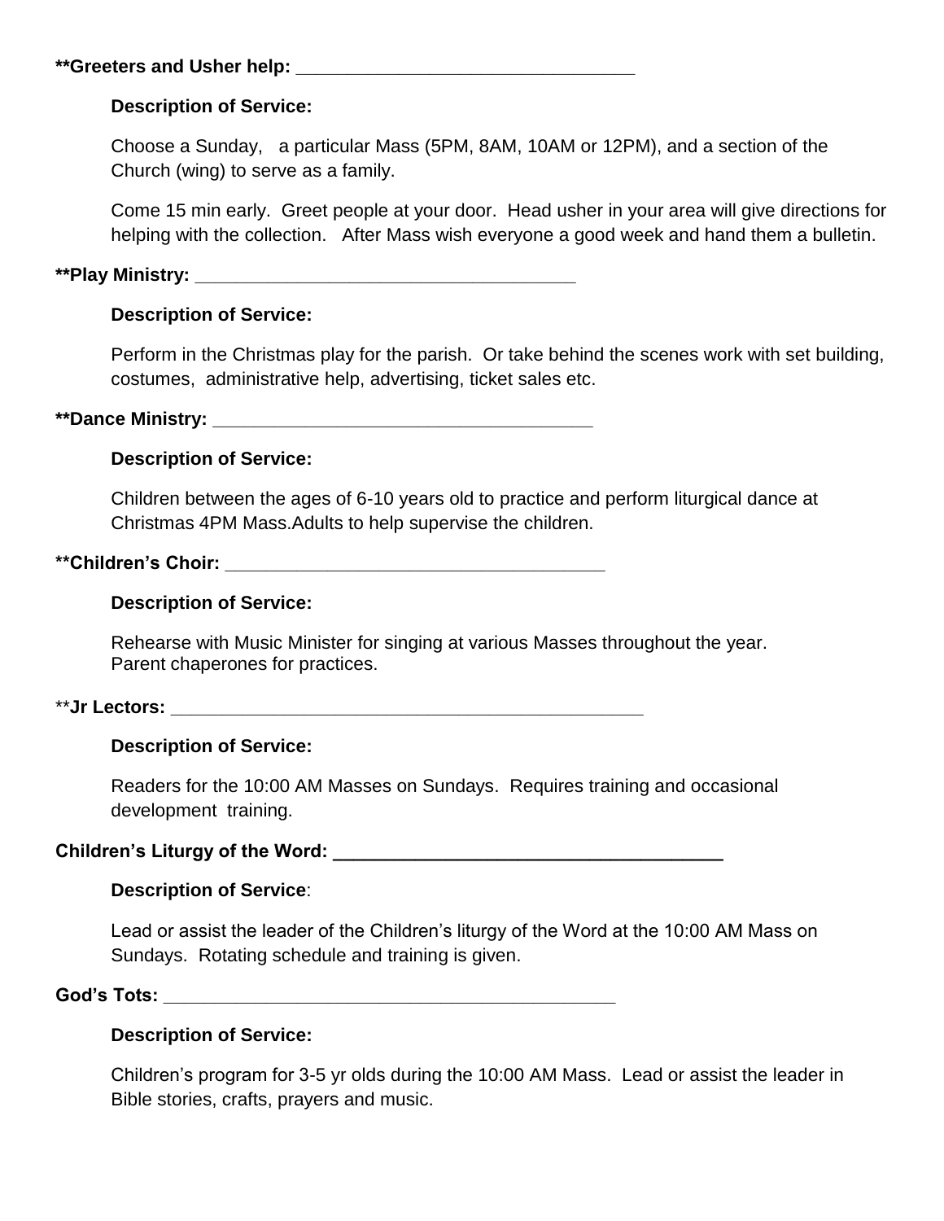**Greeters and Usher help: ________________________________**

**Description of Service:**

Choose a Sunday,   a particular Mass (5PM, 8AM, 10AM or 12PM), and a section of the Church (wing) to serve as a family.

Come 15 min early.  Greet people at your door.  Head usher in your area will give directions for helping with the collection.   After Mass wish everyone a good week and hand them a bulletin.

**Play Ministry: ____________________________________**

**Description of Service:**

Perform in the Christmas play for the parish.  Or take behind the scenes work with set building, costumes,  administrative help, advertising, ticket sales etc.

**Dance Ministry: ____________________________________**

**Description of Service:**

Children between the ages of 6-10 years old to practice and perform liturgical dance at Christmas 4PM Mass.Adults to help supervise the children.

**Children's Choir: ____________________________________**

**Description of Service:**

Rehearse with Music Minister for singing at various Masses throughout the year.
Parent chaperones for practices.

**Jr Lectors: ______________________________________________**

**Description of Service:**

Readers for the 10:00 AM Masses on Sundays.  Requires training and occasional development  training.

**Children's Liturgy of the Word: ______________________________________**

**Description of Service**:

Lead or assist the leader of the Children's liturgy of the Word at the 10:00 AM Mass on Sundays.  Rotating schedule and training is given.

**God's Tots: _____________________________________________**

**Description of Service:**

Children's program for 3-5 yr olds during the 10:00 AM Mass.  Lead or assist the leader in Bible stories, crafts, prayers and music.